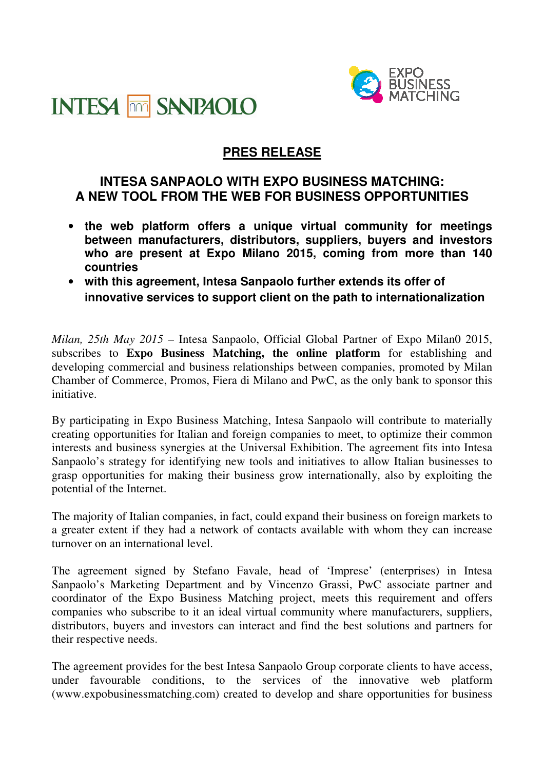INTESA SANPAOLO

EXPO BUSINESS MATCHING

## PRES RELEASE

# INTESA SANPAOLO WITH EXPO BUSINESS MATCHING: A NEW TOOL FROM THE WEB FOR BUSINESS OPPORTUNITIES

- **the web platform offers a unique virtual community for meetings between manufacturers, distributors, suppliers, buyers and investors who are present at Expo Milano 2015, coming from more than 140 countries**
- **with this agreement, Intesa Sanpaolo further extends its offer of innovative services to support client on the path to internationalization**

*Milan, 25th May 2015* – Intesa Sanpaolo, Official Global Partner of Expo Milan0 2015, subscribes to **Expo Business Matching, the online platform** for establishing and developing commercial and business relationships between companies, promoted by Milan Chamber of Commerce, Promos, Fiera di Milano and PwC, as the only bank to sponsor this initiative.

By participating in Expo Business Matching, Intesa Sanpaolo will contribute to materially creating opportunities for Italian and foreign companies to meet, to optimize their common interests and business synergies at the Universal Exhibition. The agreement fits into Intesa Sanpaolo's strategy for identifying new tools and initiatives to allow Italian businesses to grasp opportunities for making their business grow internationally, also by exploiting the potential of the Internet.

The majority of Italian companies, in fact, could expand their business on foreign markets to a greater extent if they had a network of contacts available with whom they can increase turnover on an international level.

The agreement signed by Stefano Favale, head of 'Imprese' (enterprises) in Intesa Sanpaolo's Marketing Department and by Vincenzo Grassi, PwC associate partner and coordinator of the Expo Business Matching project, meets this requirement and offers companies who subscribe to it an ideal virtual community where manufacturers, suppliers, distributors, buyers and investors can interact and find the best solutions and partners for their respective needs.

The agreement provides for the best Intesa Sanpaolo Group corporate clients to have access, under favourable conditions, to the services of the innovative web platform (www.expobusinessmatching.com) created to develop and share opportunities for business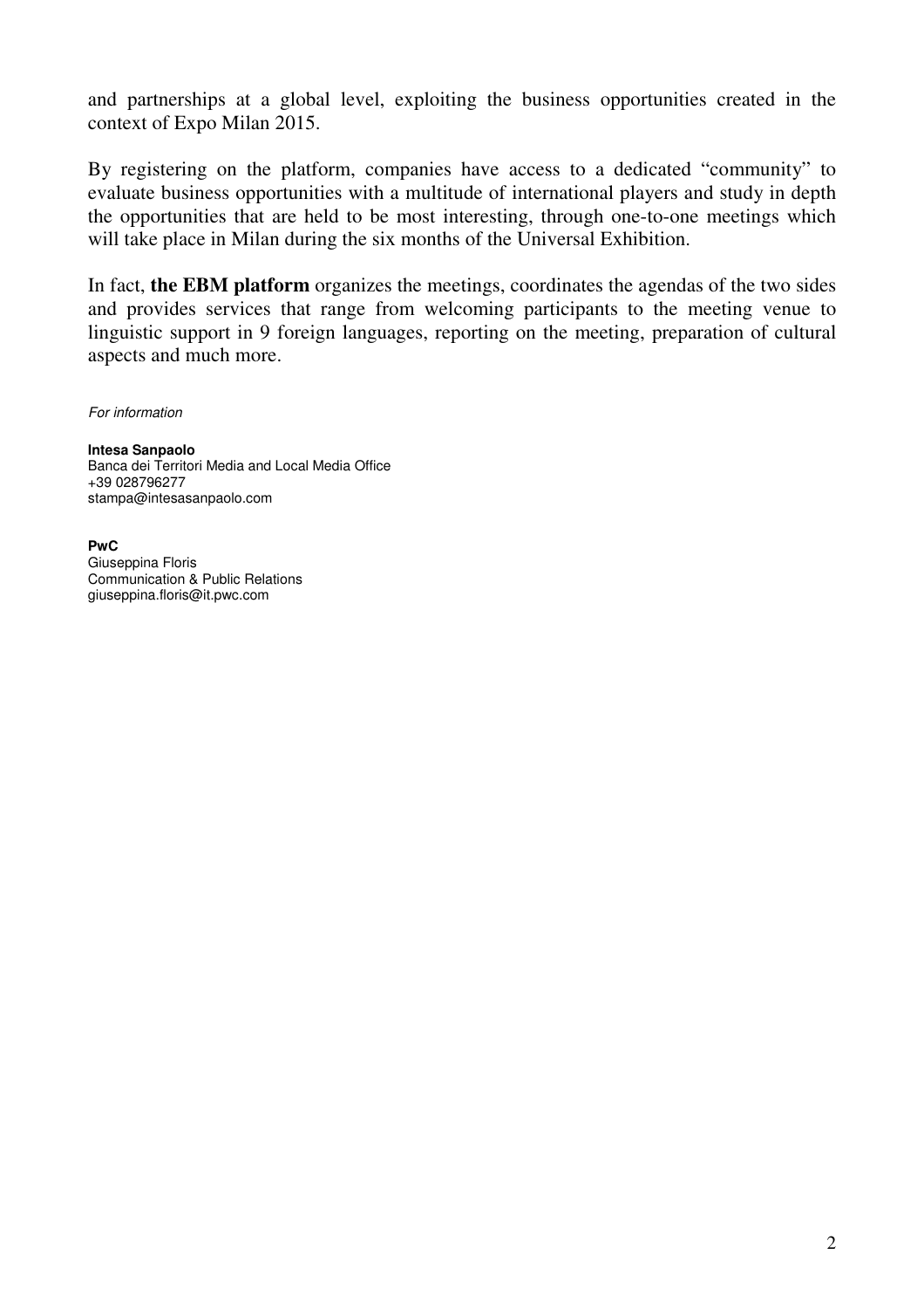and partnerships at a global level, exploiting the business opportunities created in the context of Expo Milan 2015.

By registering on the platform, companies have access to a dedicated "community" to evaluate business opportunities with a multitude of international players and study in depth the opportunities that are held to be most interesting, through one-to-one meetings which will take place in Milan during the six months of the Universal Exhibition.

In fact, **the EBM platform** organizes the meetings, coordinates the agendas of the two sides and provides services that range from welcoming participants to the meeting venue to linguistic support in 9 foreign languages, reporting on the meeting, preparation of cultural aspects and much more.

*For information*

**Intesa Sanpaolo**
Banca dei Territori Media and Local Media Office
+39 028796277
stampa@intesasanpaolo.com

**PwC**
Giuseppina Floris
Communication & Public Relations
giuseppina.floris@it.pwc.com